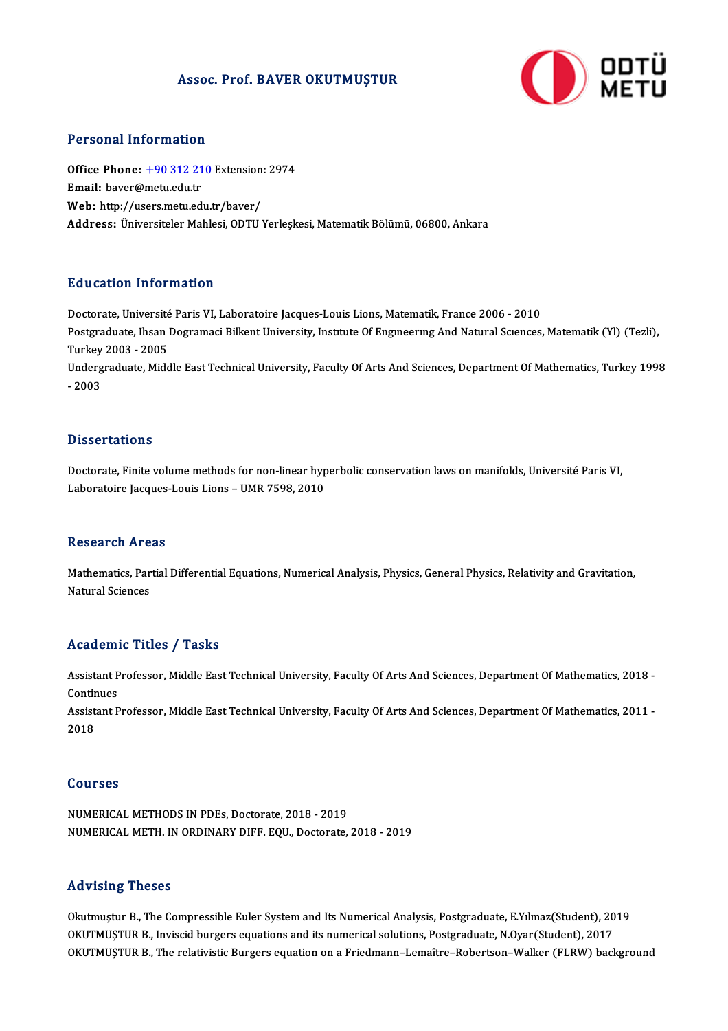# Assoc. Prof. BAVER OKUTMUŞTUR

## Personal Information

**Office Phone:** +90 312 210 Extension: 2974
**Email:** baver@metu.edu.tr
**Web:** http://users.metu.edu.tr/baver/
**Address:** Üniversiteler Mahlesi, ODTU Yerleşkesi, Matematik Bölümü, 06800, Ankara

## Education Information

Doctorate, Université Paris VI, Laboratoire Jacques-Louis Lions, Matematik, France 2006 - 2010
Postgraduate, Ihsan Dogramaci Bilkent University, Instıtute Of Engıneerıng And Natural Scıences, Matematik (Yl) (Tezli), Turkey 2003 - 2005
Undergraduate, Middle East Technical University, Faculty Of Arts And Sciences, Department Of Mathematics, Turkey 1998 - 2003

## Dissertations

Doctorate, Finite volume methods for non-linear hyperbolic conservation laws on manifolds, Université Paris VI, Laboratoire Jacques-Louis Lions – UMR 7598, 2010

## Research Areas

Mathematics, Partial Differential Equations, Numerical Analysis, Physics, General Physics, Relativity and Gravitation, Natural Sciences

## Academic Titles / Tasks

Assistant Professor, Middle East Technical University, Faculty Of Arts And Sciences, Department Of Mathematics, 2018 - Continues
Assistant Professor, Middle East Technical University, Faculty Of Arts And Sciences, Department Of Mathematics, 2011 - 2018

## Courses

NUMERICAL METHODS IN PDEs, Doctorate, 2018 - 2019
NUMERICAL METH. IN ORDINARY DIFF. EQU., Doctorate, 2018 - 2019

## Advising Theses

Okutmuştur B., The Compressible Euler System and Its Numerical Analysis, Postgraduate, E.Yılmaz(Student), 2019
OKUTMUŞTUR B., Inviscid burgers equations and its numerical solutions, Postgraduate, N.Oyar(Student), 2017
OKUTMUŞTUR B., The relativistic Burgers equation on a Friedmann–Lemaître–Robertson–Walker (FLRW) background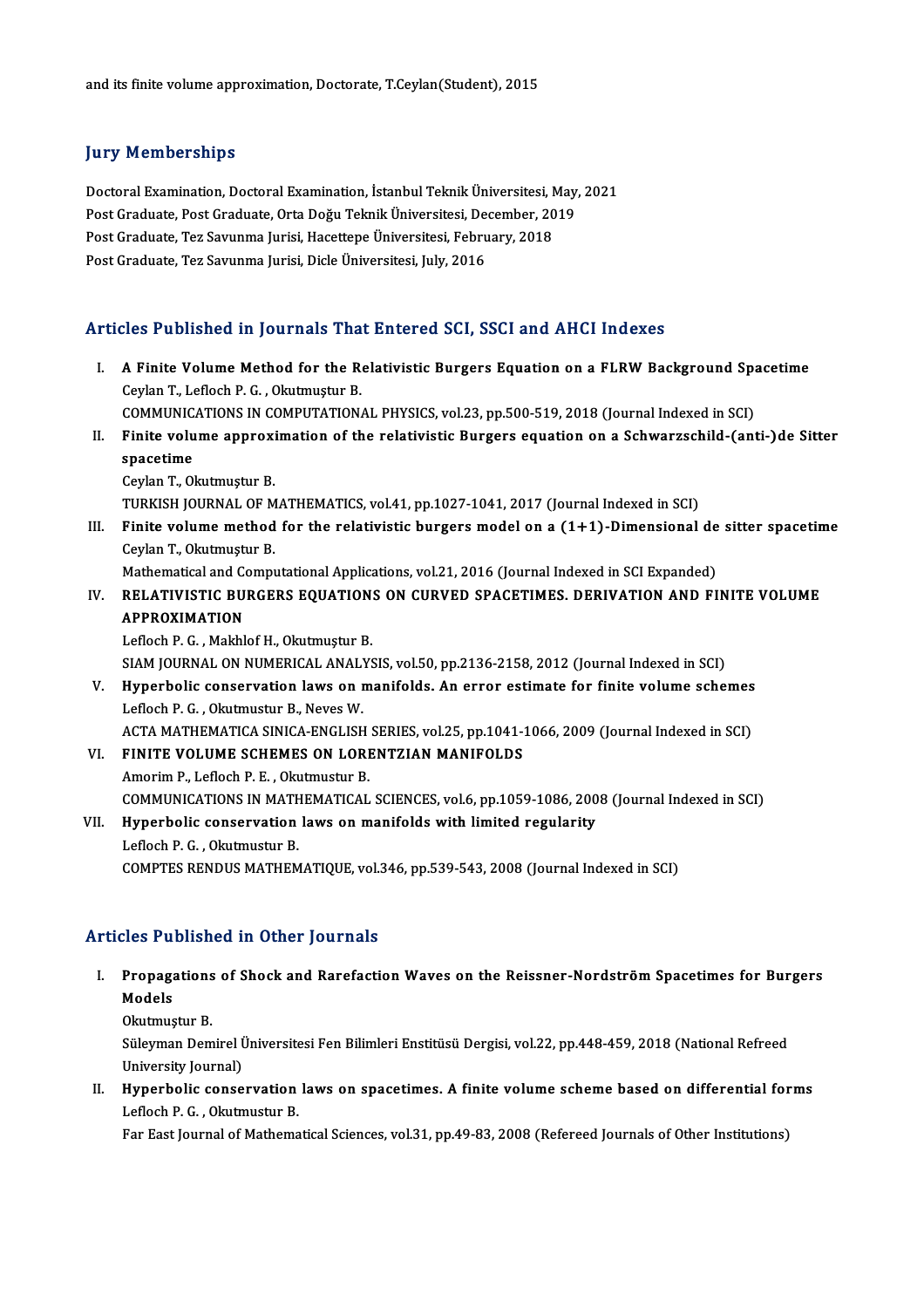and its finite volume approximation, Doctorate, T.Ceylan(Student), 2015

## Jury Memberships

Doctoral Examination, Doctoral Examination, İstanbul Teknik Üniversitesi, May, 2021
Post Graduate, Post Graduate, Orta Doğu Teknik Üniversitesi, December, 2019
Post Graduate, Tez Savunma Jurisi, Hacettepe Üniversitesi, February, 2018
Post Graduate, Tez Savunma Jurisi, Dicle Üniversitesi, July, 2016

## Articles Published in Journals That Entered SCI, SSCI and AHCI Indexes

I. **A Finite Volume Method for the Relativistic Burgers Equation on a FLRW Background Spacetime**
Ceylan T., Lefloch P. G. , Okutmuştur B.
COMMUNICATIONS IN COMPUTATIONAL PHYSICS, vol.23, pp.500-519, 2018 (Journal Indexed in SCI)

II. **Finite volume approximation of the relativistic Burgers equation on a Schwarzschild-(anti-)de Sitter spacetime**
Ceylan T., Okutmuştur B.
TURKISH JOURNAL OF MATHEMATICS, vol.41, pp.1027-1041, 2017 (Journal Indexed in SCI)

III. **Finite volume method for the relativistic burgers model on a (1+1)-Dimensional de sitter spacetime**
Ceylan T., Okutmuştur B.
Mathematical and Computational Applications, vol.21, 2016 (Journal Indexed in SCI Expanded)

IV. **RELATIVISTIC BURGERS EQUATIONS ON CURVED SPACETIMES. DERIVATION AND FINITE VOLUME APPROXIMATION**
Lefloch P. G. , Makhlof H., Okutmuştur B.
SIAM JOURNAL ON NUMERICAL ANALYSIS, vol.50, pp.2136-2158, 2012 (Journal Indexed in SCI)

V. **Hyperbolic conservation laws on manifolds. An error estimate for finite volume schemes**
Lefloch P. G. , Okutmustur B., Neves W.
ACTA MATHEMATICA SINICA-ENGLISH SERIES, vol.25, pp.1041-1066, 2009 (Journal Indexed in SCI)

VI. **FINITE VOLUME SCHEMES ON LORENTZIAN MANIFOLDS**
Amorim P., Lefloch P. E. , Okutmustur B.
COMMUNICATIONS IN MATHEMATICAL SCIENCES, vol.6, pp.1059-1086, 2008 (Journal Indexed in SCI)

VII. **Hyperbolic conservation laws on manifolds with limited regularity**
Lefloch P. G. , Okutmustur B.
COMPTES RENDUS MATHEMATIQUE, vol.346, pp.539-543, 2008 (Journal Indexed in SCI)

## Articles Published in Other Journals

I. **Propagations of Shock and Rarefaction Waves on the Reissner-Nordström Spacetimes for Burgers Models**
Okutmuştur B.
Süleyman Demirel Üniversitesi Fen Bilimleri Enstitüsü Dergisi, vol.22, pp.448-459, 2018 (National Refreed University Journal)

II. **Hyperbolic conservation laws on spacetimes. A finite volume scheme based on differential forms**
Lefloch P. G. , Okutmustur B.
Far East Journal of Mathematical Sciences, vol.31, pp.49-83, 2008 (Refereed Journals of Other Institutions)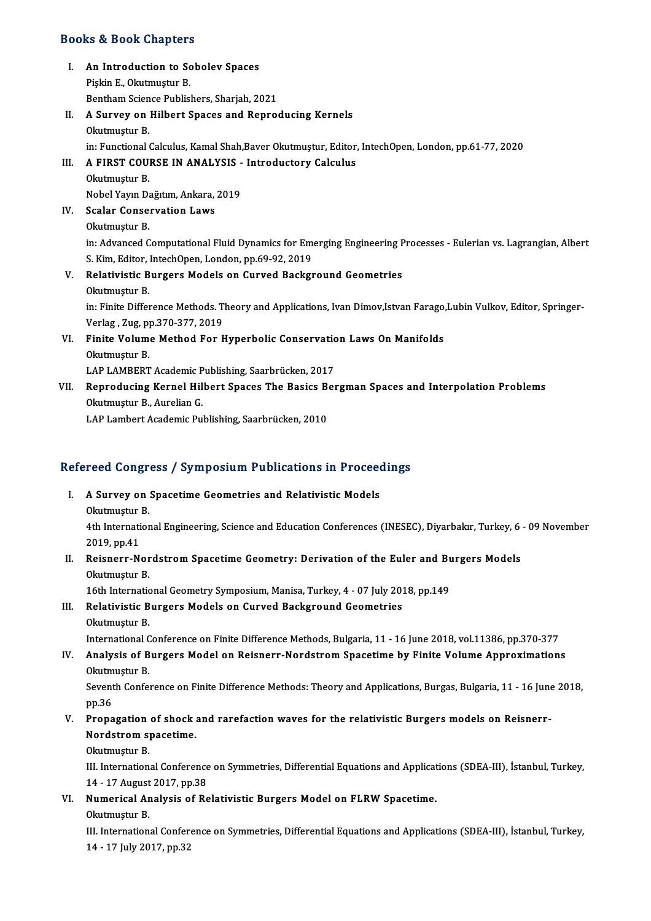## Books & Book Chapters

I. **An Introduction to Sobolev Spaces**
   Pişkin E., Okutmuştur B.
   Bentham Science Publishers, Sharjah, 2021

II. **A Survey on Hilbert Spaces and Reproducing Kernels**
   Okutmuştur B.
   in: Functional Calculus, Kamal Shah,Baver Okutmuştur, Editor, IntechOpen, London, pp.61-77, 2020

III. **A FIRST COURSE IN ANALYSIS - Introductory Calculus**
   Okutmuştur B.
   Nobel Yayın Dağıtım, Ankara, 2019

IV. **Scalar Conservation Laws**
   Okutmuştur B.
   in: Advanced Computational Fluid Dynamics for Emerging Engineering Processes - Eulerian vs. Lagrangian, Albert S. Kim, Editor, IntechOpen, London, pp.69-92, 2019

V. **Relativistic Burgers Models on Curved Background Geometries**
   Okutmuştur B.
   in: Finite Difference Methods. Theory and Applications, Ivan Dimov,Istvan Farago,Lubin Vulkov, Editor, Springer-Verlag , Zug, pp.370-377, 2019

VI. **Finite Volume Method For Hyperbolic Conservation Laws On Manifolds**
   Okutmuştur B.
   LAP LAMBERT Academic Publishing, Saarbrücken, 2017

VII. **Reproducing Kernel Hilbert Spaces The Basics Bergman Spaces and Interpolation Problems**
   Okutmuştur B., Aurelian G.
   LAP Lambert Academic Publishing, Saarbrücken, 2010

## Refereed Congress / Symposium Publications in Proceedings

I. **A Survey on Spacetime Geometries and Relativistic Models**
   Okutmuştur B.
   4th International Engineering, Science and Education Conferences (INESEC), Diyarbakır, Turkey, 6 - 09 November 2019, pp.41

II. **Reisnerr-Nordstrom Spacetime Geometry: Derivation of the Euler and Burgers Models**
   Okutmuştur B.
   16th International Geometry Symposium, Manisa, Turkey, 4 - 07 July 2018, pp.149

III. **Relativistic Burgers Models on Curved Background Geometries**
   Okutmuştur B.
   International Conference on Finite Difference Methods, Bulgaria, 11 - 16 June 2018, vol.11386, pp.370-377

IV. **Analysis of Burgers Model on Reisnerr-Nordstrom Spacetime by Finite Volume Approximations**
   Okutmuştur B.
   Seventh Conference on Finite Difference Methods: Theory and Applications, Burgas, Bulgaria, 11 - 16 June 2018, pp.36

V. **Propagation of shock and rarefaction waves for the relativistic Burgers models on Reisnerr-Nordstrom spacetime.**
   Okutmuştur B.
   III. International Conference on Symmetries, Differential Equations and Applications (SDEA-III), İstanbul, Turkey, 14 - 17 August 2017, pp.38

VI. **Numerical Analysis of Relativistic Burgers Model on FLRW Spacetime.**
   Okutmuştur B.
   III. International Conference on Symmetries, Differential Equations and Applications (SDEA-III), İstanbul, Turkey, 14 - 17 July 2017, pp.32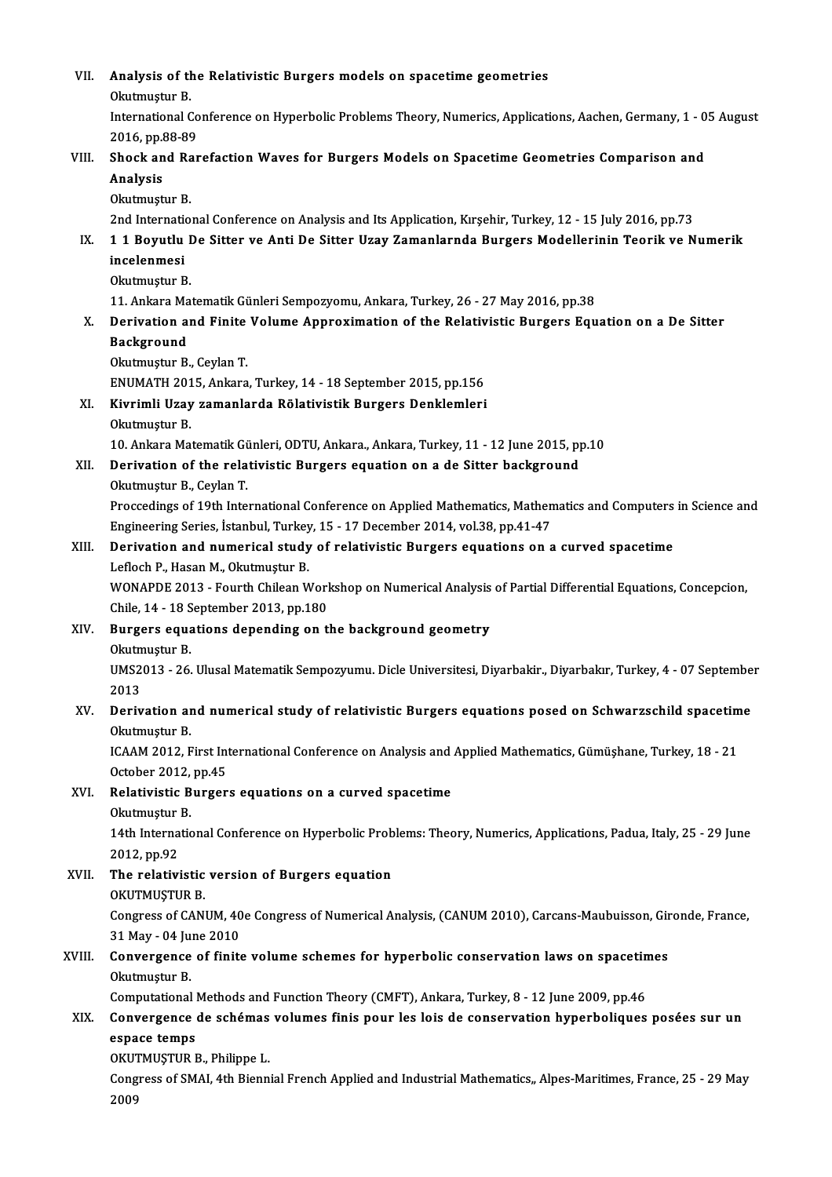VII. **Analysis of the Relativistic Burgers models on spacetime geometries**
Okutmuştur B.
International Conference on Hyperbolic Problems Theory, Numerics, Applications, Aachen, Germany, 1 - 05 August 2016, pp.88-89

VIII. **Shock and Rarefaction Waves for Burgers Models on Spacetime Geometries Comparison and Analysis**
Okutmuştur B.
2nd International Conference on Analysis and Its Application, Kırşehir, Turkey, 12 - 15 July 2016, pp.73

IX. **1 1 Boyutlu De Sitter ve Anti De Sitter Uzay Zamanlarnda Burgers Modellerinin Teorik ve Numerik incelenmesi**
Okutmuştur B.
11. Ankara Matematik Günleri Sempozyomu, Ankara, Turkey, 26 - 27 May 2016, pp.38

X. **Derivation and Finite Volume Approximation of the Relativistic Burgers Equation on a De Sitter Background**
Okutmuştur B., Ceylan T.
ENUMATH 2015, Ankara, Turkey, 14 - 18 September 2015, pp.156

XI. **Kivrimli Uzay zamanlarda Rölativistik Burgers Denklemleri**
Okutmuştur B.
10. Ankara Matematik Günleri, ODTU, Ankara., Ankara, Turkey, 11 - 12 June 2015, pp.10

XII. **Derivation of the relativistic Burgers equation on a de Sitter background**
Okutmuştur B., Ceylan T.
Proccedings of 19th International Conference on Applied Mathematics, Mathematics and Computers in Science and Engineering Series, İstanbul, Turkey, 15 - 17 December 2014, vol.38, pp.41-47

XIII. **Derivation and numerical study of relativistic Burgers equations on a curved spacetime**
Lefloch P., Hasan M., Okutmuştur B.
WONAPDE 2013 - Fourth Chilean Workshop on Numerical Analysis of Partial Differential Equations, Concepcion, Chile, 14 - 18 September 2013, pp.180

XIV. **Burgers equations depending on the background geometry**
Okutmuştur B.
UMS2013 - 26. Ulusal Matematik Sempozyumu. Dicle Universitesi, Diyarbakir., Diyarbakır, Turkey, 4 - 07 September 2013

XV. **Derivation and numerical study of relativistic Burgers equations posed on Schwarzschild spacetime**
Okutmuştur B.
ICAAM 2012, First International Conference on Analysis and Applied Mathematics, Gümüşhane, Turkey, 18 - 21 October 2012, pp.45

XVI. **Relativistic Burgers equations on a curved spacetime**
Okutmuştur B.
14th International Conference on Hyperbolic Problems: Theory, Numerics, Applications, Padua, Italy, 25 - 29 June 2012, pp.92

XVII. **The relativistic version of Burgers equation**
OKUTMUŞTUR B.
Congress of CANUM, 40e Congress of Numerical Analysis, (CANUM 2010), Carcans-Maubuisson, Gironde, France, 31 May - 04 June 2010

XVIII. **Convergence of finite volume schemes for hyperbolic conservation laws on spacetimes**
Okutmuştur B.
Computational Methods and Function Theory (CMFT), Ankara, Turkey, 8 - 12 June 2009, pp.46

XIX. **Convergence de schémas volumes finis pour les lois de conservation hyperboliques posées sur un espace temps**
OKUTMUŞTUR B., Philippe L.
Congress of SMAI, 4th Biennial French Applied and Industrial Mathematics,, Alpes-Maritimes, France, 25 - 29 May 2009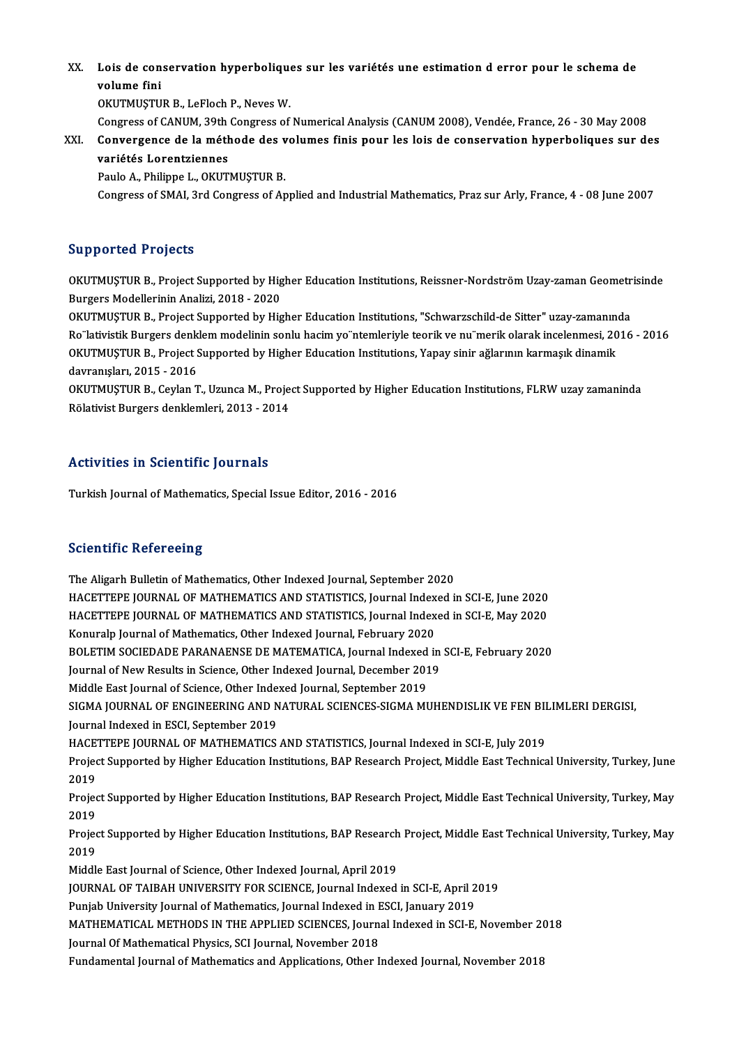XX. **Lois de conservation hyperboliques sur les variétés une estimation d error pour le schema de volume fini**
OKUTMUŞTUR B., LeFloch P., Neves W.
Congress of CANUM, 39th Congress of Numerical Analysis (CANUM 2008), Vendée, France, 26 - 30 May 2008

XXI. **Convergence de la méthode des volumes finis pour les lois de conservation hyperboliques sur des variétés Lorentziennes**
Paulo A., Philippe L., OKUTMUŞTUR B.
Congress of SMAI, 3rd Congress of Applied and Industrial Mathematics, Praz sur Arly, France, 4 - 08 June 2007

## Supported Projects

OKUTMUŞTUR B., Project Supported by Higher Education Institutions, Reissner-Nordström Uzay-zaman Geometrisinde Burgers Modellerinin Analizi, 2018 - 2020

OKUTMUŞTUR B., Project Supported by Higher Education Institutions, "Schwarzschild-de Sitter" uzay-zamanında Ro¨lativistik Burgers denklem modelinin sonlu hacim yo¨ntemleriyle teorik ve nu¨merik olarak incelenmesi, 2016 - 2016

OKUTMUŞTUR B., Project Supported by Higher Education Institutions, Yapay sinir ağlarının karmaşık dinamik davranışları, 2015 - 2016

OKUTMUŞTUR B., Ceylan T., Uzunca M., Project Supported by Higher Education Institutions, FLRW uzay zamaninda Rölativist Burgers denklemleri, 2013 - 2014

## Activities in Scientific Journals

Turkish Journal of Mathematics, Special Issue Editor, 2016 - 2016

## Scientific Refereeing

The Aligarh Bulletin of Mathematics, Other Indexed Journal, September 2020
HACETTEPE JOURNAL OF MATHEMATICS AND STATISTICS, Journal Indexed in SCI-E, June 2020
HACETTEPE JOURNAL OF MATHEMATICS AND STATISTICS, Journal Indexed in SCI-E, May 2020
Konuralp Journal of Mathematics, Other Indexed Journal, February 2020
BOLETIM SOCIEDADE PARANAENSE DE MATEMATICA, Journal Indexed in SCI-E, February 2020
Journal of New Results in Science, Other Indexed Journal, December 2019
Middle East Journal of Science, Other Indexed Journal, September 2019
SIGMA JOURNAL OF ENGINEERING AND NATURAL SCIENCES-SIGMA MUHENDISLIK VE FEN BILIMLERI DERGISI, Journal Indexed in ESCI, September 2019
HACETTEPE JOURNAL OF MATHEMATICS AND STATISTICS, Journal Indexed in SCI-E, July 2019
Project Supported by Higher Education Institutions, BAP Research Project, Middle East Technical University, Turkey, June 2019
Project Supported by Higher Education Institutions, BAP Research Project, Middle East Technical University, Turkey, May 2019
Project Supported by Higher Education Institutions, BAP Research Project, Middle East Technical University, Turkey, May 2019
Middle East Journal of Science, Other Indexed Journal, April 2019
JOURNAL OF TAIBAH UNIVERSITY FOR SCIENCE, Journal Indexed in SCI-E, April 2019
Punjab University Journal of Mathematics, Journal Indexed in ESCI, January 2019
MATHEMATICAL METHODS IN THE APPLIED SCIENCES, Journal Indexed in SCI-E, November 2018
Journal Of Mathematical Physics, SCI Journal, November 2018
Fundamental Journal of Mathematics and Applications, Other Indexed Journal, November 2018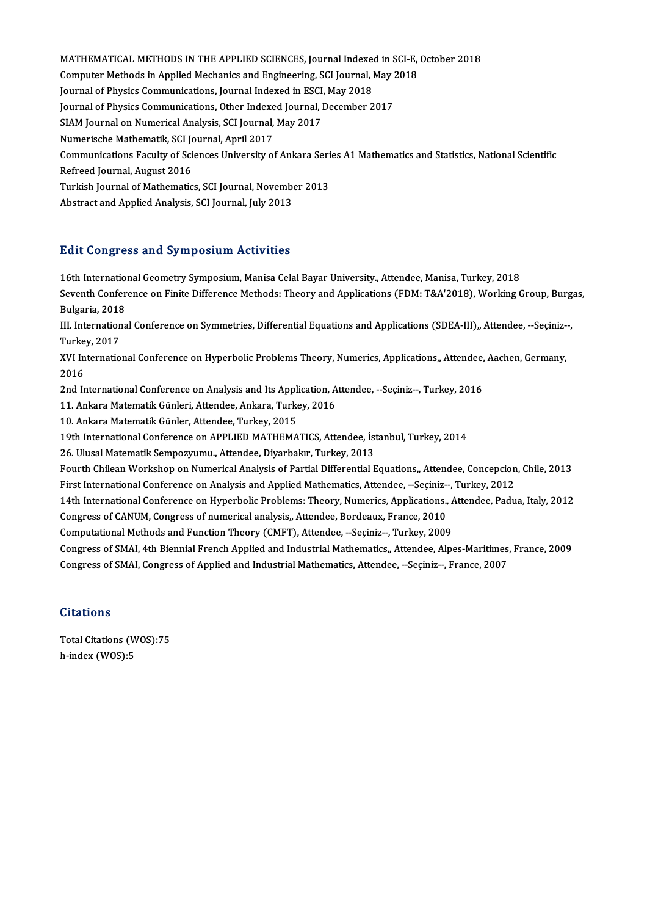MATHEMATICAL METHODS IN THE APPLIED SCIENCES, Journal Indexed in SCI-E, October 2018
Computer Methods in Applied Mechanics and Engineering, SCI Journal, May 2018
Journal of Physics Communications, Journal Indexed in ESCI, May 2018
Journal of Physics Communications, Other Indexed Journal, December 2017
SIAM Journal on Numerical Analysis, SCI Journal, May 2017
Numerische Mathematik, SCI Journal, April 2017
Communications Faculty of Sciences University of Ankara Series A1 Mathematics and Statistics, National Scientific Refreed Journal, August 2016
Turkish Journal of Mathematics, SCI Journal, November 2013
Abstract and Applied Analysis, SCI Journal, July 2013

## Edit Congress and Symposium Activities

16th International Geometry Symposium, Manisa Celal Bayar University., Attendee, Manisa, Turkey, 2018
Seventh Conference on Finite Difference Methods: Theory and Applications (FDM: T&A'2018), Working Group, Burgas, Bulgaria, 2018
III. International Conference on Symmetries, Differential Equations and Applications (SDEA-III),, Attendee, --Seçiniz--, Turkey, 2017
XVI International Conference on Hyperbolic Problems Theory, Numerics, Applications,, Attendee, Aachen, Germany, 2016
2nd International Conference on Analysis and Its Application, Attendee, --Seçiniz--, Turkey, 2016
11. Ankara Matematik Günleri, Attendee, Ankara, Turkey, 2016
10. Ankara Matematik Günler, Attendee, Turkey, 2015
19th International Conference on APPLIED MATHEMATICS, Attendee, İstanbul, Turkey, 2014
26. Ulusal Matematik Sempozyumu., Attendee, Diyarbakır, Turkey, 2013
Fourth Chilean Workshop on Numerical Analysis of Partial Differential Equations,, Attendee, Concepcion, Chile, 2013
First International Conference on Analysis and Applied Mathematics, Attendee, --Seçiniz--, Turkey, 2012
14th International Conference on Hyperbolic Problems: Theory, Numerics, Applications., Attendee, Padua, Italy, 2012
Congress of CANUM, Congress of numerical analysis,, Attendee, Bordeaux, France, 2010
Computational Methods and Function Theory (CMFT), Attendee, --Seçiniz--, Turkey, 2009
Congress of SMAI, 4th Biennial French Applied and Industrial Mathematics,, Attendee, Alpes-Maritimes, France, 2009
Congress of SMAI, Congress of Applied and Industrial Mathematics, Attendee, --Seçiniz--, France, 2007

## Citations

Total Citations (WOS):75
h-index (WOS):5